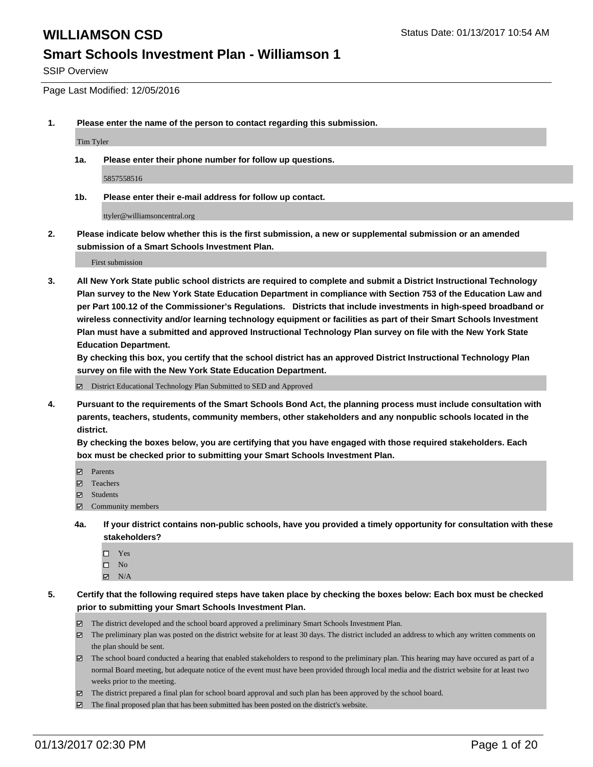# WILLIAMSON CSD

Status Date: 01/13/2017 10:54 AM

## Smart Schools Investment Plan - Williamson 1

SSIP Overview

Page Last Modified: 12/05/2016

**1. Please enter the name of the person to contact regarding this submission.**

Tim Tyler

**1a. Please enter their phone number for follow up questions.**

5857558516

**1b. Please enter their e-mail address for follow up contact.**

ttyler@williamsoncentral.org

**2. Please indicate below whether this is the first submission, a new or supplemental submission or an amended submission of a Smart Schools Investment Plan.**

First submission

**3. All New York State public school districts are required to complete and submit a District Instructional Technology Plan survey to the New York State Education Department in compliance with Section 753 of the Education Law and per Part 100.12 of the Commissioner's Regulations. Districts that include investments in high-speed broadband or wireless connectivity and/or learning technology equipment or facilities as part of their Smart Schools Investment Plan must have a submitted and approved Instructional Technology Plan survey on file with the New York State Education Department.**
**By checking this box, you certify that the school district has an approved District Instructional Technology Plan survey on file with the New York State Education Department.**

- ☑ District Educational Technology Plan Submitted to SED and Approved

**4. Pursuant to the requirements of the Smart Schools Bond Act, the planning process must include consultation with parents, teachers, students, community members, other stakeholders and any nonpublic schools located in the district.**
**By checking the boxes below, you are certifying that you have engaged with those required stakeholders. Each box must be checked prior to submitting your Smart Schools Investment Plan.**

- ☑ Parents
- ☑ Teachers
- ☑ Students
- ☑ Community members

**4a. If your district contains non-public schools, have you provided a timely opportunity for consultation with these stakeholders?**

- ☐ Yes
- ☐ No
- ☑ N/A

**5. Certify that the following required steps have taken place by checking the boxes below: Each box must be checked prior to submitting your Smart Schools Investment Plan.**

- ☑ The district developed and the school board approved a preliminary Smart Schools Investment Plan.
- ☑ The preliminary plan was posted on the district website for at least 30 days. The district included an address to which any written comments on the plan should be sent.
- ☑ The school board conducted a hearing that enabled stakeholders to respond to the preliminary plan. This hearing may have occured as part of a normal Board meeting, but adequate notice of the event must have been provided through local media and the district website for at least two weeks prior to the meeting.
- ☑ The district prepared a final plan for school board approval and such plan has been approved by the school board.
- ☑ The final proposed plan that has been submitted has been posted on the district's website.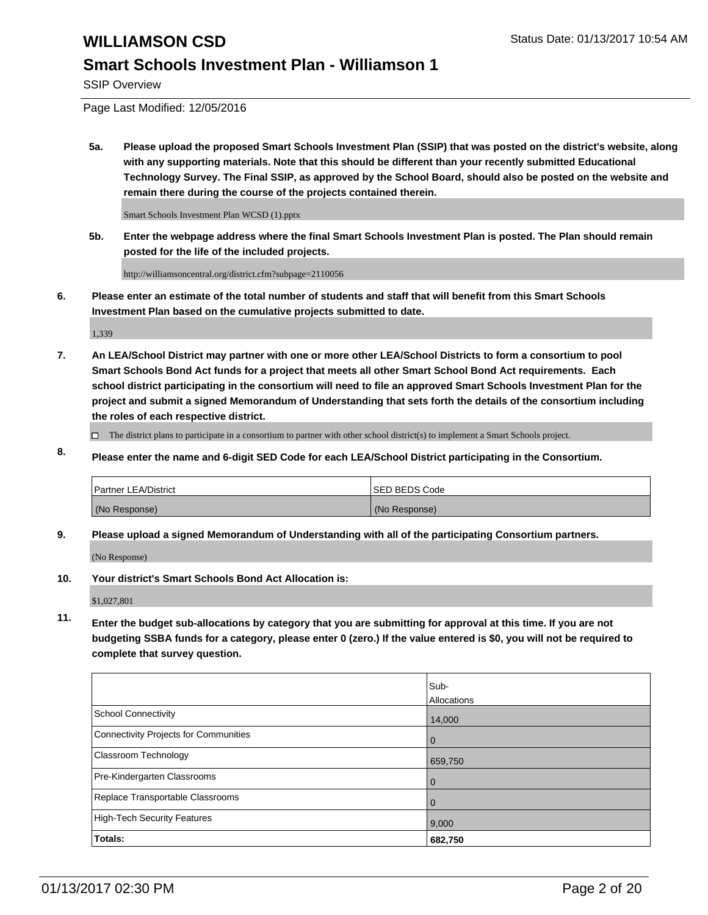# WILLIAMSON CSD

Status Date: 01/13/2017 10:54 AM

## Smart Schools Investment Plan - Williamson 1

SSIP Overview

Page Last Modified: 12/05/2016

**5a. Please upload the proposed Smart Schools Investment Plan (SSIP) that was posted on the district's website, along with any supporting materials. Note that this should be different than your recently submitted Educational Technology Survey. The Final SSIP, as approved by the School Board, should also be posted on the website and remain there during the course of the projects contained therein.**

Smart Schools Investment Plan WCSD (1).pptx

**5b. Enter the webpage address where the final Smart Schools Investment Plan is posted. The Plan should remain posted for the life of the included projects.**

http://williamsoncentral.org/district.cfm?subpage=2110056

**6. Please enter an estimate of the total number of students and staff that will benefit from this Smart Schools Investment Plan based on the cumulative projects submitted to date.**

1,339

**7. An LEA/School District may partner with one or more other LEA/School Districts to form a consortium to pool Smart Schools Bond Act funds for a project that meets all other Smart School Bond Act requirements. Each school district participating in the consortium will need to file an approved Smart Schools Investment Plan for the project and submit a signed Memorandum of Understanding that sets forth the details of the consortium including the roles of each respective district.**

☐ The district plans to participate in a consortium to partner with other school district(s) to implement a Smart Schools project.

**8. Please enter the name and 6-digit SED Code for each LEA/School District participating in the Consortium.**

| Partner LEA/District | SED BEDS Code |
|---|---|
| (No Response) | (No Response) |

**9. Please upload a signed Memorandum of Understanding with all of the participating Consortium partners.**

(No Response)

**10. Your district's Smart Schools Bond Act Allocation is:**

$1,027,801

**11. Enter the budget sub-allocations by category that you are submitting for approval at this time. If you are not budgeting SSBA funds for a category, please enter 0 (zero.) If the value entered is $0, you will not be required to complete that survey question.**

| | Sub-Allocations |
|---|---|
| School Connectivity | 14,000 |
| Connectivity Projects for Communities | 0 |
| Classroom Technology | 659,750 |
| Pre-Kindergarten Classrooms | 0 |
| Replace Transportable Classrooms | 0 |
| High-Tech Security Features | 9,000 |
| **Totals:** | **682,750** |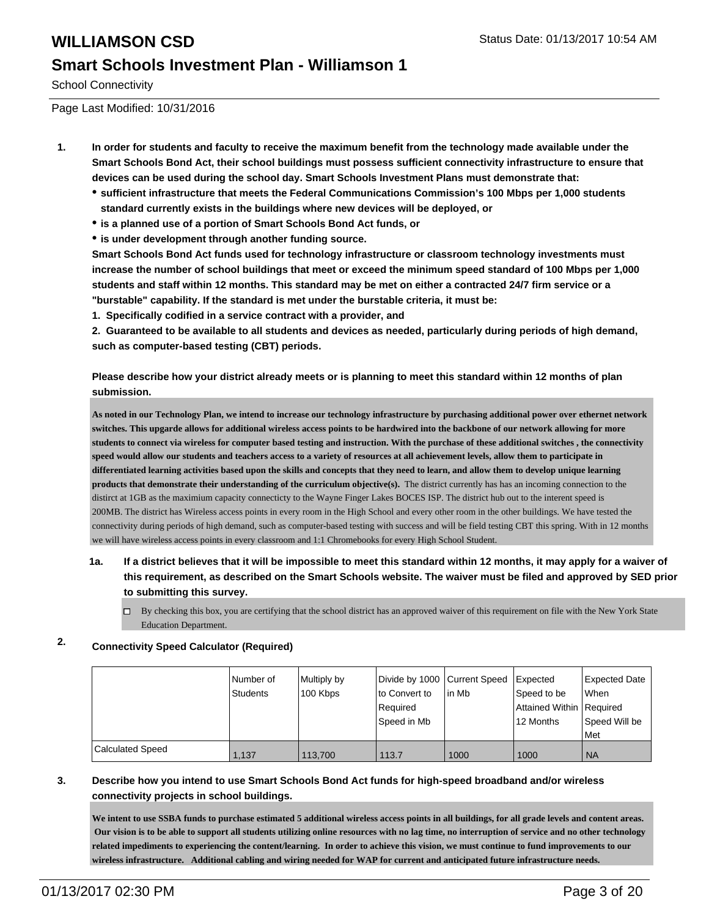# WILLIAMSON CSD

Status Date: 01/13/2017 10:54 AM

## Smart Schools Investment Plan - Williamson 1

School Connectivity

Page Last Modified: 10/31/2016

1. **In order for students and faculty to receive the maximum benefit from the technology made available under the Smart Schools Bond Act, their school buildings must possess sufficient connectivity infrastructure to ensure that devices can be used during the school day. Smart Schools Investment Plans must demonstrate that:**
   - **sufficient infrastructure that meets the Federal Communications Commission's 100 Mbps per 1,000 students standard currently exists in the buildings where new devices will be deployed, or**
   - **is a planned use of a portion of Smart Schools Bond Act funds, or**
   - **is under development through another funding source.**

   **Smart Schools Bond Act funds used for technology infrastructure or classroom technology investments must increase the number of school buildings that meet or exceed the minimum speed standard of 100 Mbps per 1,000 students and staff within 12 months. This standard may be met on either a contracted 24/7 firm service or a "burstable" capability. If the standard is met under the burstable criteria, it must be:**

   **1. Specifically codified in a service contract with a provider, and**

   **2. Guaranteed to be available to all students and devices as needed, particularly during periods of high demand, such as computer-based testing (CBT) periods.**

   **Please describe how your district already meets or is planning to meet this standard within 12 months of plan submission.**

   **As noted in our Technology Plan, we intend to increase our technology infrastructure by purchasing additional power over ethernet network switches. This upgarde allows for additional wireless access points to be hardwired into the backbone of our network allowing for more students to connect via wireless for computer based testing and instruction. With the purchase of these additional switches , the connectivity speed would allow our students and teachers access to a variety of resources at all achievement levels, allow them to participate in differentiated learning activities based upon the skills and concepts that they need to learn, and allow them to develop unique learning products that demonstrate their understanding of the curriculum objective(s).** The district currently has has an incoming connection to the distirct at 1GB as the maximium capacity connecticty to the Wayne Finger Lakes BOCES ISP. The district hub out to the interent speed is 200MB. The district has Wireless access points in every room in the High School and every other room in the other buildings. We have tested the connectivity during periods of high demand, such as computer-based testing with success and will be field testing CBT this spring. With in 12 months we will have wireless access points in every classroom and 1:1 Chromebooks for every High School Student.

   **1a. If a district believes that it will be impossible to meet this standard within 12 months, it may apply for a waiver of this requirement, as described on the Smart Schools website. The waiver must be filed and approved by SED prior to submitting this survey.**

   ☐ By checking this box, you are certifying that the school district has an approved waiver of this requirement on file with the New York State Education Department.

2. **Connectivity Speed Calculator (Required)**

| | Number of Students | Multiply by 100 Kbps | Divide by 1000 to Convert to Required Speed in Mb | Current Speed in Mb | Expected Speed to be Attained Within 12 Months | Expected Date When Required Speed Will be Met |
|---|---|---|---|---|---|---|
| Calculated Speed | 1,137 | 113,700 | 113.7 | 1000 | 1000 | NA |

3. **Describe how you intend to use Smart Schools Bond Act funds for high-speed broadband and/or wireless connectivity projects in school buildings.**

   **We intent to use SSBA funds to purchase estimated 5 additional wireless access points in all buildings, for all grade levels and content areas. Our vision is to be able to support all students utilizing online resources with no lag time, no interruption of service and no other technology related impediments to experiencing the content/learning. In order to achieve this vision, we must continue to fund improvements to our wireless infrastructure. Additional cabling and wiring needed for WAP for current and anticipated future infrastructure needs.**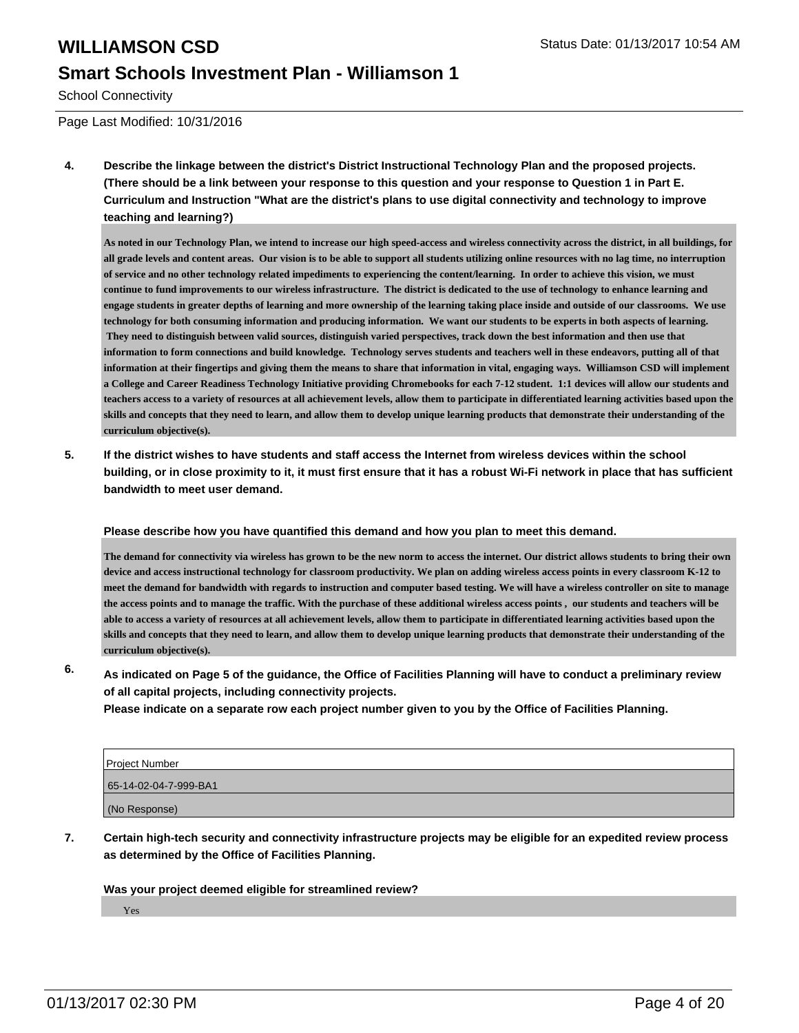# WILLIAMSON CSD

## Smart Schools Investment Plan - Williamson 1

School Connectivity

Page Last Modified: 10/31/2016

**4. Describe the linkage between the district's District Instructional Technology Plan and the proposed projects. (There should be a link between your response to this question and your response to Question 1 in Part E. Curriculum and Instruction "What are the district's plans to use digital connectivity and technology to improve teaching and learning?)**

As noted in our Technology Plan, we intend to increase our high speed-access and wireless connectivity across the district, in all buildings, for all grade levels and content areas. Our vision is to be able to support all students utilizing online resources with no lag time, no interruption of service and no other technology related impediments to experiencing the content/learning. In order to achieve this vision, we must continue to fund improvements to our wireless infrastructure. The district is dedicated to the use of technology to enhance learning and engage students in greater depths of learning and more ownership of the learning taking place inside and outside of our classrooms. We use technology for both consuming information and producing information. We want our students to be experts in both aspects of learning. They need to distinguish between valid sources, distinguish varied perspectives, track down the best information and then use that information to form connections and build knowledge. Technology serves students and teachers well in these endeavors, putting all of that information at their fingertips and giving them the means to share that information in vital, engaging ways. Williamson CSD will implement a College and Career Readiness Technology Initiative providing Chromebooks for each 7-12 student. 1:1 devices will allow our students and teachers access to a variety of resources at all achievement levels, allow them to participate in differentiated learning activities based upon the skills and concepts that they need to learn, and allow them to develop unique learning products that demonstrate their understanding of the curriculum objective(s).

**5. If the district wishes to have students and staff access the Internet from wireless devices within the school building, or in close proximity to it, it must first ensure that it has a robust Wi-Fi network in place that has sufficient bandwidth to meet user demand.**

**Please describe how you have quantified this demand and how you plan to meet this demand.**

The demand for connectivity via wireless has grown to be the new norm to access the internet. Our district allows students to bring their own device and access instructional technology for classroom productivity. We plan on adding wireless access points in every classroom K-12 to meet the demand for bandwidth with regards to instruction and computer based testing. We will have a wireless controller on site to manage the access points and to manage the traffic. With the purchase of these additional wireless access points , our students and teachers will be able to access a variety of resources at all achievement levels, allow them to participate in differentiated learning activities based upon the skills and concepts that they need to learn, and allow them to develop unique learning products that demonstrate their understanding of the curriculum objective(s).

**6. As indicated on Page 5 of the guidance, the Office of Facilities Planning will have to conduct a preliminary review of all capital projects, including connectivity projects.**
**Please indicate on a separate row each project number given to you by the Office of Facilities Planning.**

| Project Number |
|---|
| 65-14-02-04-7-999-BA1 |
| (No Response) |

**7. Certain high-tech security and connectivity infrastructure projects may be eligible for an expedited review process as determined by the Office of Facilities Planning.**

**Was your project deemed eligible for streamlined review?**

Yes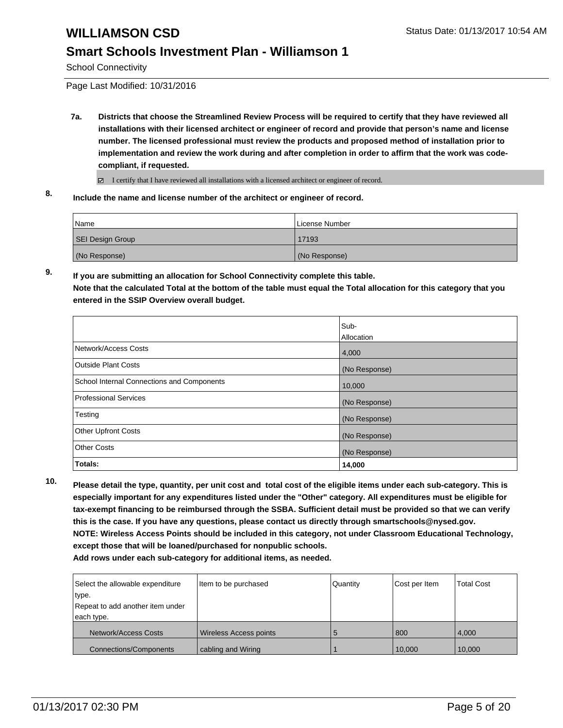**7a.** **Districts that choose the Streamlined Review Process will be required to certify that they have reviewed all installations with their licensed architect or engineer of record and provide that person's name and license number. The licensed professional must review the products and proposed method of installation prior to implementation and review the work during and after completion in order to affirm that the work was code-compliant, if requested.**

☑ I certify that I have reviewed all installations with a licensed architect or engineer of record.

**8.** **Include the name and license number of the architect or engineer of record.**

| Name | License Number |
|---|---|
| SEI Design Group | 17193 |
| (No Response) | (No Response) |

**9.** **If you are submitting an allocation for School Connectivity complete this table.**
**Note that the calculated Total at the bottom of the table must equal the Total allocation for this category that you entered in the SSIP Overview overall budget.**

| | Sub-Allocation |
|---|---|
| Network/Access Costs | 4,000 |
| Outside Plant Costs | (No Response) |
| School Internal Connections and Components | 10,000 |
| Professional Services | (No Response) |
| Testing | (No Response) |
| Other Upfront Costs | (No Response) |
| Other Costs | (No Response) |
| **Totals:** | **14,000** |

**10.** **Please detail the type, quantity, per unit cost and total cost of the eligible items under each sub-category. This is especially important for any expenditures listed under the "Other" category. All expenditures must be eligible for tax-exempt financing to be reimbursed through the SSBA. Sufficient detail must be provided so that we can verify this is the case. If you have any questions, please contact us directly through smartschools@nysed.gov.**
**NOTE: Wireless Access Points should be included in this category, not under Classroom Educational Technology, except those that will be loaned/purchased for nonpublic schools.**
**Add rows under each sub-category for additional items, as needed.**

| Select the allowable expenditure type. Repeat to add another item under each type. | Item to be purchased | Quantity | Cost per Item | Total Cost |
|---|---|---|---|---|
| Network/Access Costs | Wireless Access points | 5 | 800 | 4,000 |
| Connections/Components | cabling and Wiring | 1 | 10,000 | 10,000 |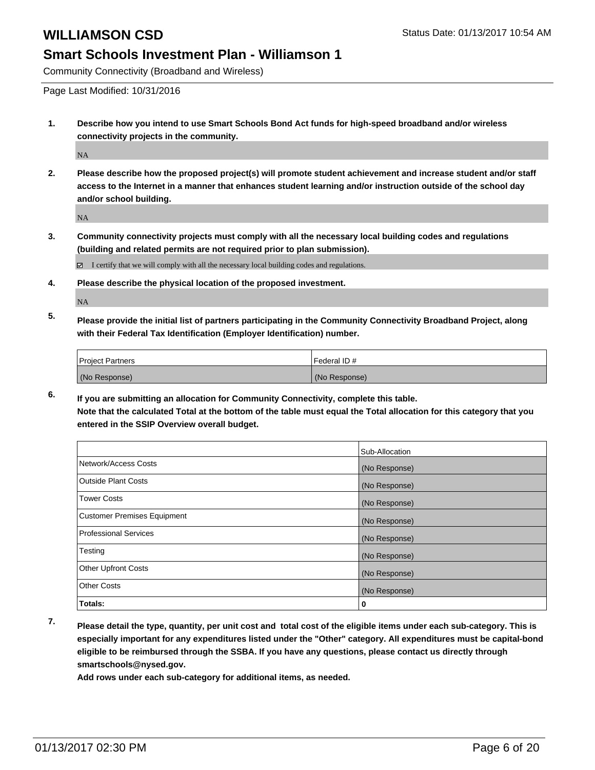# WILLIAMSON CSD

Status Date: 01/13/2017 10:54 AM

## Smart Schools Investment Plan - Williamson 1

Community Connectivity (Broadband and Wireless)

Page Last Modified: 10/31/2016

**1. Describe how you intend to use Smart Schools Bond Act funds for high-speed broadband and/or wireless connectivity projects in the community.**

NA

**2. Please describe how the proposed project(s) will promote student achievement and increase student and/or staff access to the Internet in a manner that enhances student learning and/or instruction outside of the school day and/or school building.**

NA

**3. Community connectivity projects must comply with all the necessary local building codes and regulations (building and related permits are not required prior to plan submission).**

☑ I certify that we will comply with all the necessary local building codes and regulations.

**4. Please describe the physical location of the proposed investment.**

NA

**5. Please provide the initial list of partners participating in the Community Connectivity Broadband Project, along with their Federal Tax Identification (Employer Identification) number.**

| Project Partners | Federal ID # |
| --- | --- |
| (No Response) | (No Response) |

**6. If you are submitting an allocation for Community Connectivity, complete this table.**
**Note that the calculated Total at the bottom of the table must equal the Total allocation for this category that you entered in the SSIP Overview overall budget.**

| | Sub-Allocation |
| --- | --- |
| Network/Access Costs | (No Response) |
| Outside Plant Costs | (No Response) |
| Tower Costs | (No Response) |
| Customer Premises Equipment | (No Response) |
| Professional Services | (No Response) |
| Testing | (No Response) |
| Other Upfront Costs | (No Response) |
| Other Costs | (No Response) |
| **Totals:** | **0** |

**7. Please detail the type, quantity, per unit cost and total cost of the eligible items under each sub-category. This is especially important for any expenditures listed under the "Other" category. All expenditures must be capital-bond eligible to be reimbursed through the SSBA. If you have any questions, please contact us directly through smartschools@nysed.gov.**

**Add rows under each sub-category for additional items, as needed.**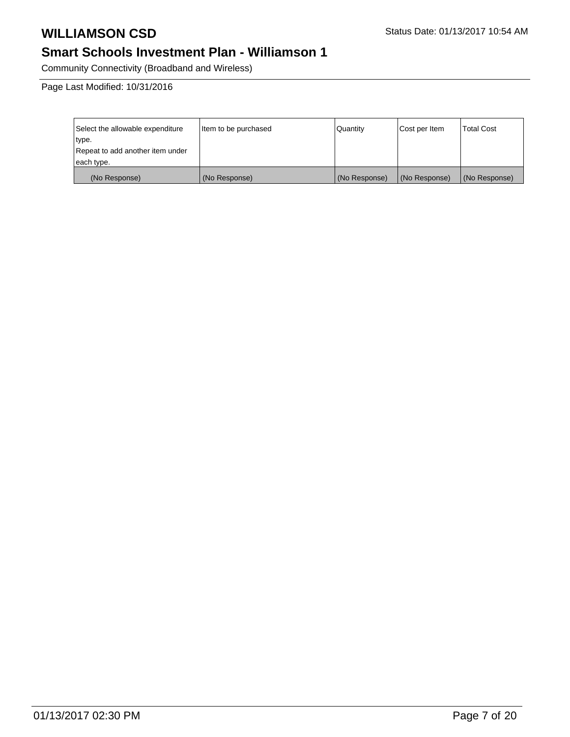# WILLIAMSON CSD

Status Date: 01/13/2017 10:54 AM

## Smart Schools Investment Plan - Williamson 1

Community Connectivity (Broadband and Wireless)

Page Last Modified: 10/31/2016

| Select the allowable expenditure type. Repeat to add another item under each type. | Item to be purchased | Quantity | Cost per Item | Total Cost |
|---|---|---|---|---|
| (No Response) | (No Response) | (No Response) | (No Response) | (No Response) |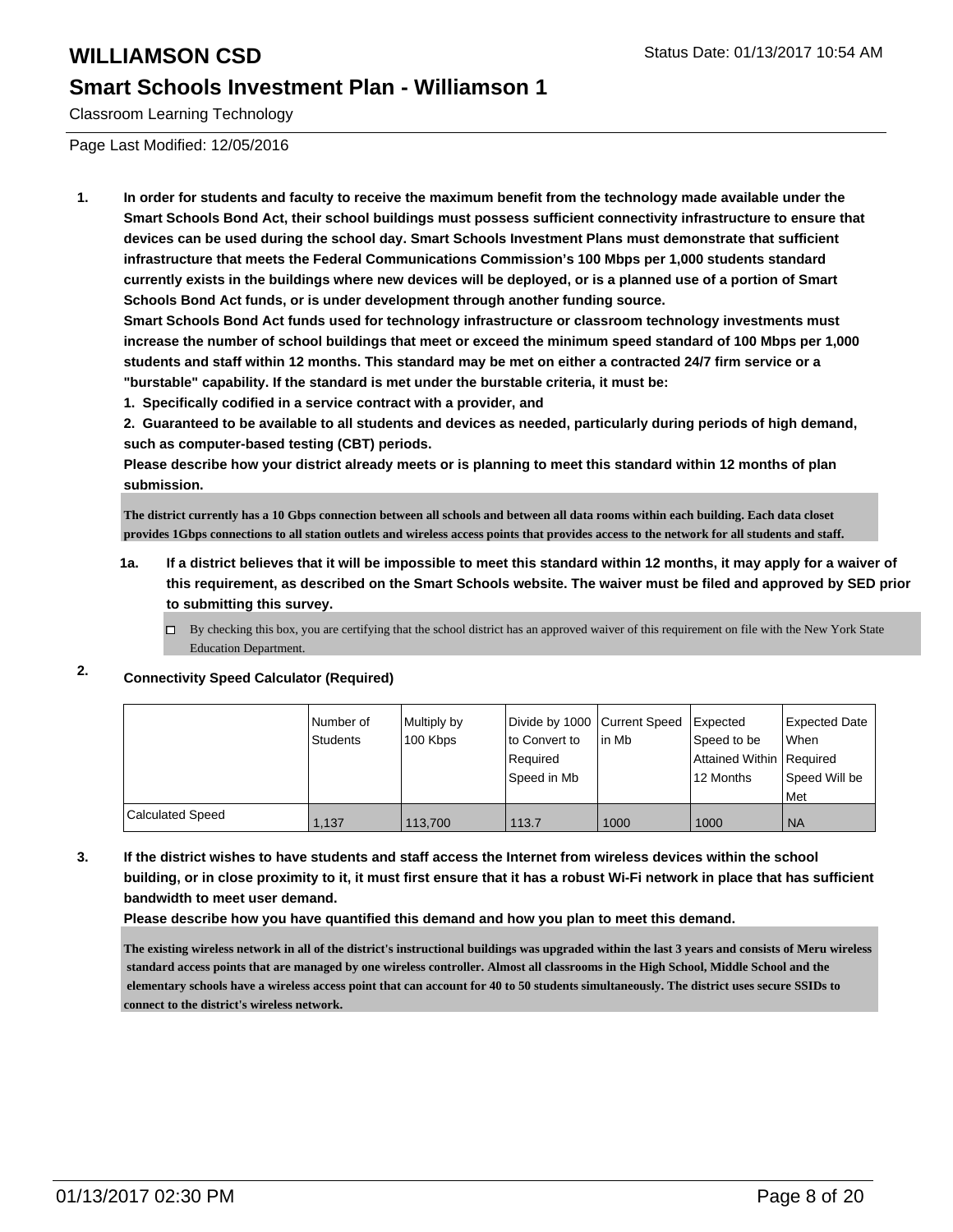# WILLIAMSON CSD

## Smart Schools Investment Plan - Williamson 1

Classroom Learning Technology

Page Last Modified: 12/05/2016

1. **In order for students and faculty to receive the maximum benefit from the technology made available under the Smart Schools Bond Act, their school buildings must possess sufficient connectivity infrastructure to ensure that devices can be used during the school day. Smart Schools Investment Plans must demonstrate that sufficient infrastructure that meets the Federal Communications Commission's 100 Mbps per 1,000 students standard currently exists in the buildings where new devices will be deployed, or is a planned use of a portion of Smart Schools Bond Act funds, or is under development through another funding source.**
   **Smart Schools Bond Act funds used for technology infrastructure or classroom technology investments must increase the number of school buildings that meet or exceed the minimum speed standard of 100 Mbps per 1,000 students and staff within 12 months. This standard may be met on either a contracted 24/7 firm service or a "burstable" capability. If the standard is met under the burstable criteria, it must be:**
   **1. Specifically codified in a service contract with a provider, and**
   **2. Guaranteed to be available to all students and devices as needed, particularly during periods of high demand, such as computer-based testing (CBT) periods.**
   **Please describe how your district already meets or is planning to meet this standard within 12 months of plan submission.**

   The district currently has a 10 Gbps connection between all schools and between all data rooms within each building. Each data closet provides 1Gbps connections to all station outlets and wireless access points that provides access to the network for all students and staff.

   1a. **If a district believes that it will be impossible to meet this standard within 12 months, it may apply for a waiver of this requirement, as described on the Smart Schools website. The waiver must be filed and approved by SED prior to submitting this survey.**

   - ☐ By checking this box, you are certifying that the school district has an approved waiver of this requirement on file with the New York State Education Department.

2. **Connectivity Speed Calculator (Required)**

| | Number of Students | Multiply by 100 Kbps | Divide by 1000 to Convert to Required Speed in Mb | Current Speed in Mb | Expected Speed to be Attained Within 12 Months | Expected Date When Required Speed Will be Met |
|---|---|---|---|---|---|---|
| Calculated Speed | 1,137 | 113,700 | 113.7 | 1000 | 1000 | NA |

3. **If the district wishes to have students and staff access the Internet from wireless devices within the school building, or in close proximity to it, it must first ensure that it has a robust Wi-Fi network in place that has sufficient bandwidth to meet user demand.**
   **Please describe how you have quantified this demand and how you plan to meet this demand.**

   The existing wireless network in all of the district's instructional buildings was upgraded within the last 3 years and consists of Meru wireless standard access points that are managed by one wireless controller. Almost all classrooms in the High School, Middle School and the elementary schools have a wireless access point that can account for 40 to 50 students simultaneously. The district uses secure SSIDs to connect to the district's wireless network.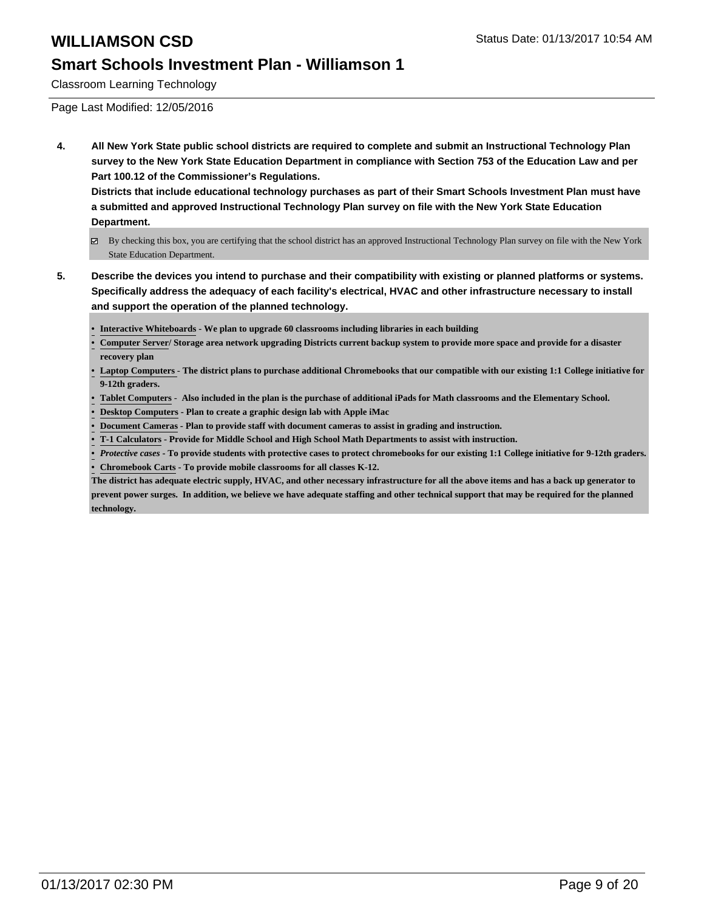# WILLIAMSON CSD

Status Date: 01/13/2017 10:54 AM

## Smart Schools Investment Plan - Williamson 1

Classroom Learning Technology

Page Last Modified: 12/05/2016

**4. All New York State public school districts are required to complete and submit an Instructional Technology Plan survey to the New York State Education Department in compliance with Section 753 of the Education Law and per Part 100.12 of the Commissioner's Regulations.**

**Districts that include educational technology purchases as part of their Smart Schools Investment Plan must have a submitted and approved Instructional Technology Plan survey on file with the New York State Education Department.**

☑ By checking this box, you are certifying that the school district has an approved Instructional Technology Plan survey on file with the New York State Education Department.

**5. Describe the devices you intend to purchase and their compatibility with existing or planned platforms or systems. Specifically address the adequacy of each facility's electrical, HVAC and other infrastructure necessary to install and support the operation of the planned technology.**

- **Interactive Whiteboards - We plan to upgrade 60 classrooms including libraries in each building**
- **Computer Server/ Storage area network upgrading Districts current backup system to provide more space and provide for a disaster recovery plan**
- **Laptop Computers - The district plans to purchase additional Chromebooks that our compatible with our existing 1:1 College initiative for 9-12th graders.**
- **Tablet Computers - Also included in the plan is the purchase of additional iPads for Math classrooms and the Elementary School.**
- **Desktop Computers - Plan to create a graphic design lab with Apple iMac**
- **Document Cameras - Plan to provide staff with document cameras to assist in grading and instruction.**
- **T-1 Calculators - Provide for Middle School and High School Math Departments to assist with instruction.**
- ***Protective cases* - To provide students with protective cases to protect chromebooks for our existing 1:1 College initiative for 9-12th graders.**
- **Chromebook Carts - To provide mobile classrooms for all classes K-12.**

**The district has adequate electric supply, HVAC, and other necessary infrastructure for all the above items and has a back up generator to prevent power surges. In addition, we believe we have adequate staffing and other technical support that may be required for the planned technology.**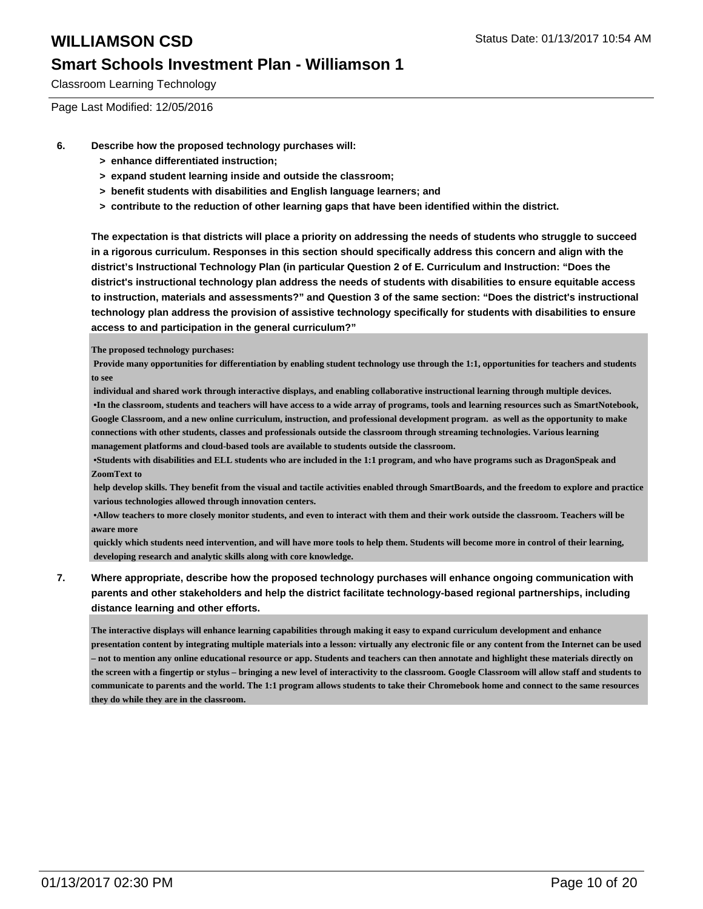# WILLIAMSON CSD

## Smart Schools Investment Plan - Williamson 1

Classroom Learning Technology

Page Last Modified: 12/05/2016

**6. Describe how the proposed technology purchases will:**

- **> enhance differentiated instruction;**
- **> expand student learning inside and outside the classroom;**
- **> benefit students with disabilities and English language learners; and**
- **> contribute to the reduction of other learning gaps that have been identified within the district.**

**The expectation is that districts will place a priority on addressing the needs of students who struggle to succeed in a rigorous curriculum. Responses in this section should specifically address this concern and align with the district's Instructional Technology Plan (in particular Question 2 of E. Curriculum and Instruction: "Does the district's instructional technology plan address the needs of students with disabilities to ensure equitable access to instruction, materials and assessments?" and Question 3 of the same section: "Does the district's instructional technology plan address the provision of assistive technology specifically for students with disabilities to ensure access to and participation in the general curriculum?"**

The proposed technology purchases:
Provide many opportunities for differentiation by enabling student technology use through the 1:1, opportunities for teachers and students to see
individual and shared work through interactive displays, and enabling collaborative instructional learning through multiple devices.
•In the classroom, students and teachers will have access to a wide array of programs, tools and learning resources such as SmartNotebook, Google Classroom, and a new online curriculum, instruction, and professional development program. as well as the opportunity to make connections with other students, classes and professionals outside the classroom through streaming technologies. Various learning management platforms and cloud-based tools are available to students outside the classroom.
•Students with disabilities and ELL students who are included in the 1:1 program, and who have programs such as DragonSpeak and ZoomText to
help develop skills. They benefit from the visual and tactile activities enabled through SmartBoards, and the freedom to explore and practice various technologies allowed through innovation centers.
•Allow teachers to more closely monitor students, and even to interact with them and their work outside the classroom. Teachers will be aware more
quickly which students need intervention, and will have more tools to help them. Students will become more in control of their learning, developing research and analytic skills along with core knowledge.

**7. Where appropriate, describe how the proposed technology purchases will enhance ongoing communication with parents and other stakeholders and help the district facilitate technology-based regional partnerships, including distance learning and other efforts.**

The interactive displays will enhance learning capabilities through making it easy to expand curriculum development and enhance presentation content by integrating multiple materials into a lesson: virtually any electronic file or any content from the Internet can be used – not to mention any online educational resource or app. Students and teachers can then annotate and highlight these materials directly on the screen with a fingertip or stylus – bringing a new level of interactivity to the classroom. Google Classroom will allow staff and students to communicate to parents and the world. The 1:1 program allows students to take their Chromebook home and connect to the same resources they do while they are in the classroom.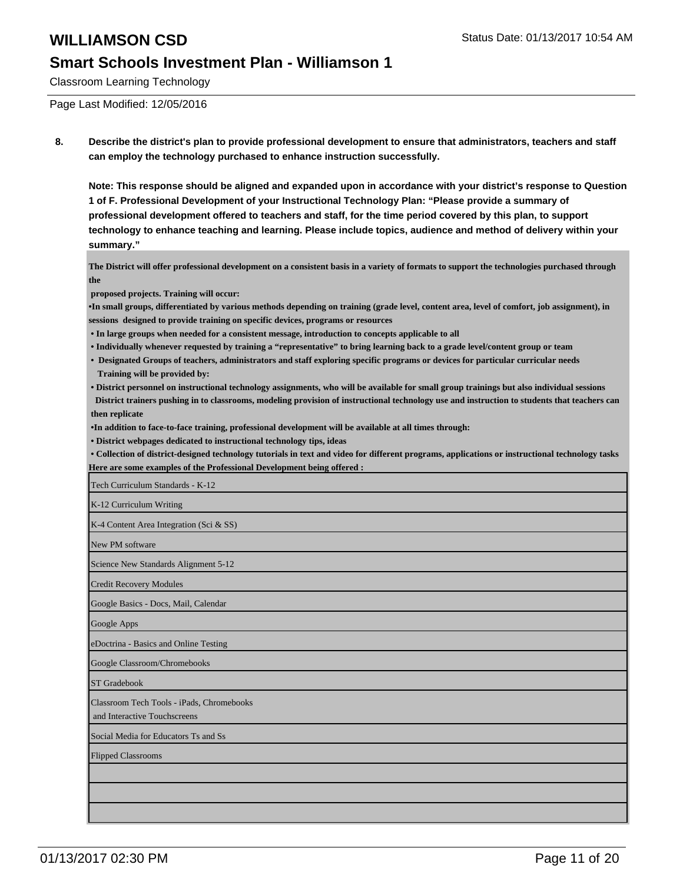# WILLIAMSON CSD

Status Date: 01/13/2017 10:54 AM

## Smart Schools Investment Plan - Williamson 1

Classroom Learning Technology

Page Last Modified: 12/05/2016

**8. Describe the district's plan to provide professional development to ensure that administrators, teachers and staff can employ the technology purchased to enhance instruction successfully.**

**Note: This response should be aligned and expanded upon in accordance with your district's response to Question 1 of F. Professional Development of your Instructional Technology Plan: "Please provide a summary of professional development offered to teachers and staff, for the time period covered by this plan, to support technology to enhance teaching and learning. Please include topics, audience and method of delivery within your summary."**

**The District will offer professional development on a consistent basis in a variety of formats to support the technologies purchased through the proposed projects. Training will occur:**

- **In small groups, differentiated by various methods depending on training (grade level, content area, level of comfort, job assignment), in sessions designed to provide training on specific devices, programs or resources**
- **In large groups when needed for a consistent message, introduction to concepts applicable to all**
- **Individually whenever requested by training a "representative" to bring learning back to a grade level/content group or team**
- **Designated Groups of teachers, administrators and staff exploring specific programs or devices for particular curricular needs**

**Training will be provided by:**

- **District personnel on instructional technology assignments, who will be available for small group trainings but also individual sessions**

**District trainers pushing in to classrooms, modeling provision of instructional technology use and instruction to students that teachers can then replicate**

- **In addition to face-to-face training, professional development will be available at all times through:**
- **District webpages dedicated to instructional technology tips, ideas**
- **Collection of district-designed technology tutorials in text and video for different programs, applications or instructional technology tasks**

**Here are some examples of the Professional Development being offered :**

| |
|---|
| Tech Curriculum Standards - K-12 |
| K-12 Curriculum Writing |
| K-4 Content Area Integration (Sci & SS) |
| New PM software |
| Science New Standards Alignment 5-12 |
| Credit Recovery Modules |
| Google Basics - Docs, Mail, Calendar |
| Google Apps |
| eDoctrina - Basics and Online Testing |
| Google Classroom/Chromebooks |
| ST Gradebook |
| Classroom Tech Tools - iPads, Chromebooks and Interactive Touchscreens |
| Social Media for Educators Ts and Ss |
| Flipped Classrooms |
| |
| |
| |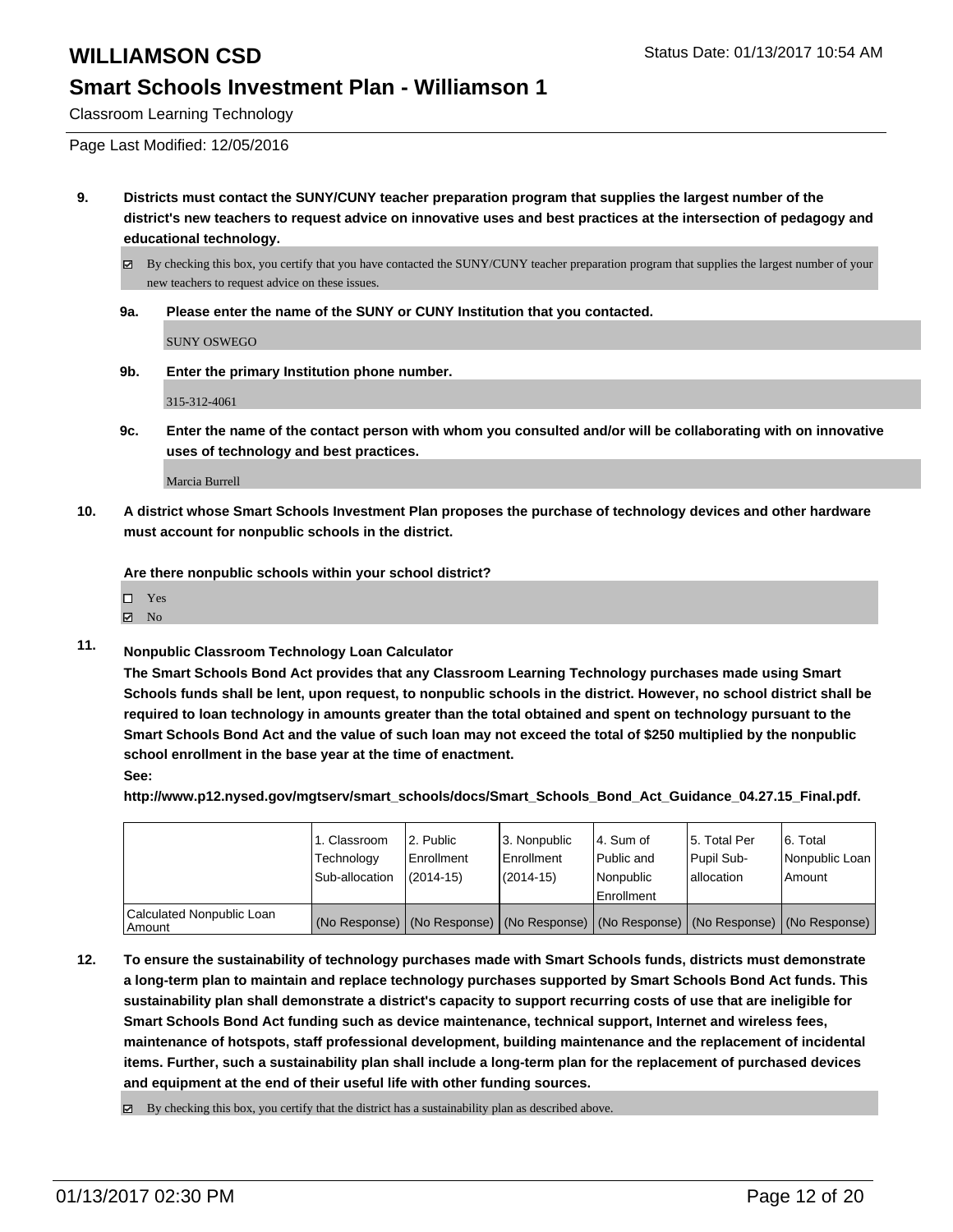# WILLIAMSON CSD

## Smart Schools Investment Plan - Williamson 1

Classroom Learning Technology

Page Last Modified: 12/05/2016

**9. Districts must contact the SUNY/CUNY teacher preparation program that supplies the largest number of the district's new teachers to request advice on innovative uses and best practices at the intersection of pedagogy and educational technology.**

☑ By checking this box, you certify that you have contacted the SUNY/CUNY teacher preparation program that supplies the largest number of your new teachers to request advice on these issues.

**9a. Please enter the name of the SUNY or CUNY Institution that you contacted.**

SUNY OSWEGO

**9b. Enter the primary Institution phone number.**

315-312-4061

**9c. Enter the name of the contact person with whom you consulted and/or will be collaborating with on innovative uses of technology and best practices.**

Marcia Burrell

**10. A district whose Smart Schools Investment Plan proposes the purchase of technology devices and other hardware must account for nonpublic schools in the district.**

**Are there nonpublic schools within your school district?**

☐ Yes
☑ No

**11. Nonpublic Classroom Technology Loan Calculator**

**The Smart Schools Bond Act provides that any Classroom Learning Technology purchases made using Smart Schools funds shall be lent, upon request, to nonpublic schools in the district. However, no school district shall be required to loan technology in amounts greater than the total obtained and spent on technology pursuant to the Smart Schools Bond Act and the value of such loan may not exceed the total of $250 multiplied by the nonpublic school enrollment in the base year at the time of enactment.**

**See:**

**http://www.p12.nysed.gov/mgtserv/smart_schools/docs/Smart_Schools_Bond_Act_Guidance_04.27.15_Final.pdf.**

| | 1. Classroom Technology Sub-allocation | 2. Public Enrollment (2014-15) | 3. Nonpublic Enrollment (2014-15) | 4. Sum of Public and Nonpublic Enrollment | 5. Total Per Pupil Sub-allocation | 6. Total Nonpublic Loan Amount |
|---|---|---|---|---|---|---|
| Calculated Nonpublic Loan Amount | (No Response) | (No Response) | (No Response) | (No Response) | (No Response) | (No Response) |

**12. To ensure the sustainability of technology purchases made with Smart Schools funds, districts must demonstrate a long-term plan to maintain and replace technology purchases supported by Smart Schools Bond Act funds. This sustainability plan shall demonstrate a district's capacity to support recurring costs of use that are ineligible for Smart Schools Bond Act funding such as device maintenance, technical support, Internet and wireless fees, maintenance of hotspots, staff professional development, building maintenance and the replacement of incidental items. Further, such a sustainability plan shall include a long-term plan for the replacement of purchased devices and equipment at the end of their useful life with other funding sources.**

☑ By checking this box, you certify that the district has a sustainability plan as described above.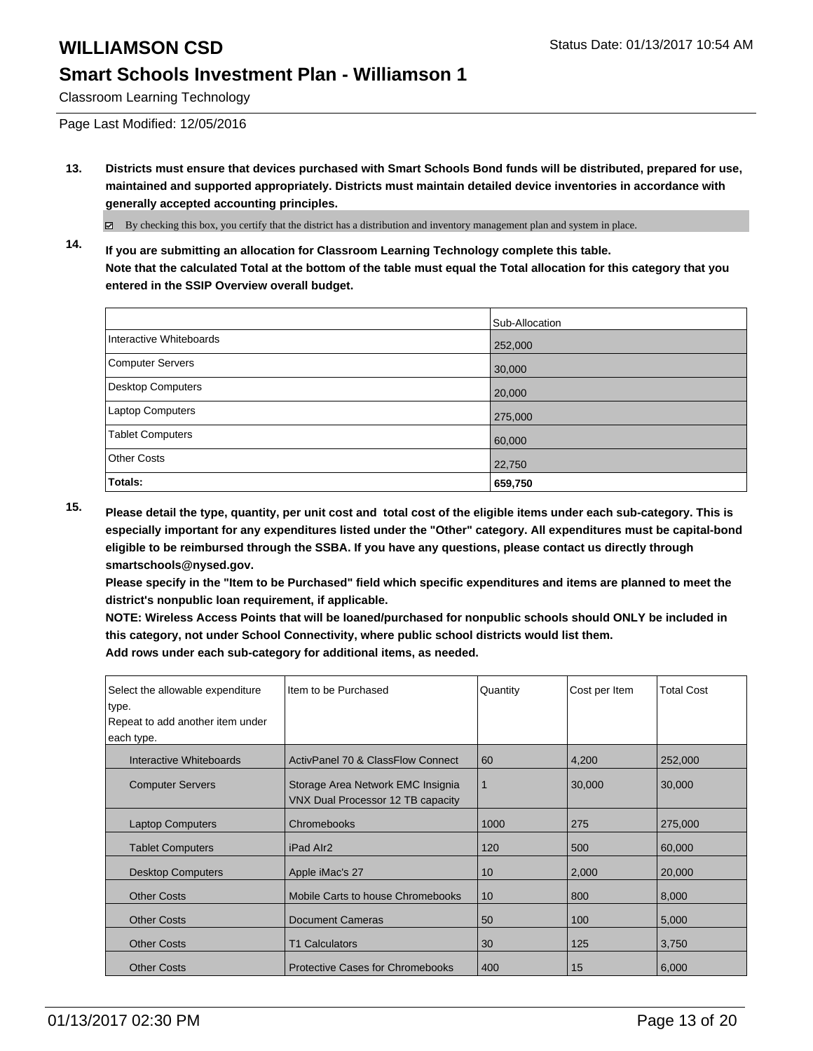# WILLIAMSON CSD

Status Date: 01/13/2017 10:54 AM

## Smart Schools Investment Plan - Williamson 1

Classroom Learning Technology

Page Last Modified: 12/05/2016

**13. Districts must ensure that devices purchased with Smart Schools Bond funds will be distributed, prepared for use, maintained and supported appropriately. Districts must maintain detailed device inventories in accordance with generally accepted accounting principles.**

☑ By checking this box, you certify that the district has a distribution and inventory management plan and system in place.

**14. If you are submitting an allocation for Classroom Learning Technology complete this table.**
**Note that the calculated Total at the bottom of the table must equal the Total allocation for this category that you entered in the SSIP Overview overall budget.**

| | Sub-Allocation |
|---|---|
| Interactive Whiteboards | 252,000 |
| Computer Servers | 30,000 |
| Desktop Computers | 20,000 |
| Laptop Computers | 275,000 |
| Tablet Computers | 60,000 |
| Other Costs | 22,750 |
| **Totals:** | **659,750** |

**15. Please detail the type, quantity, per unit cost and total cost of the eligible items under each sub-category. This is especially important for any expenditures listed under the "Other" category. All expenditures must be capital-bond eligible to be reimbursed through the SSBA. If you have any questions, please contact us directly through smartschools@nysed.gov.**
**Please specify in the "Item to be Purchased" field which specific expenditures and items are planned to meet the district's nonpublic loan requirement, if applicable.**
**NOTE: Wireless Access Points that will be loaned/purchased for nonpublic schools should ONLY be included in this category, not under School Connectivity, where public school districts would list them.**
**Add rows under each sub-category for additional items, as needed.**

| Select the allowable expenditure type. Repeat to add another item under each type. | Item to be Purchased | Quantity | Cost per Item | Total Cost |
|---|---|---|---|---|
| Interactive Whiteboards | ActivPanel 70 & ClassFlow Connect | 60 | 4,200 | 252,000 |
| Computer Servers | Storage Area Network EMC Insignia VNX Dual Processor 12 TB capacity | 1 | 30,000 | 30,000 |
| Laptop Computers | Chromebooks | 1000 | 275 | 275,000 |
| Tablet Computers | iPad AIr2 | 120 | 500 | 60,000 |
| Desktop Computers | Apple iMac's 27 | 10 | 2,000 | 20,000 |
| Other Costs | Mobile Carts to house Chromebooks | 10 | 800 | 8,000 |
| Other Costs | Document Cameras | 50 | 100 | 5,000 |
| Other Costs | T1 Calculators | 30 | 125 | 3,750 |
| Other Costs | Protective Cases for Chromebooks | 400 | 15 | 6,000 |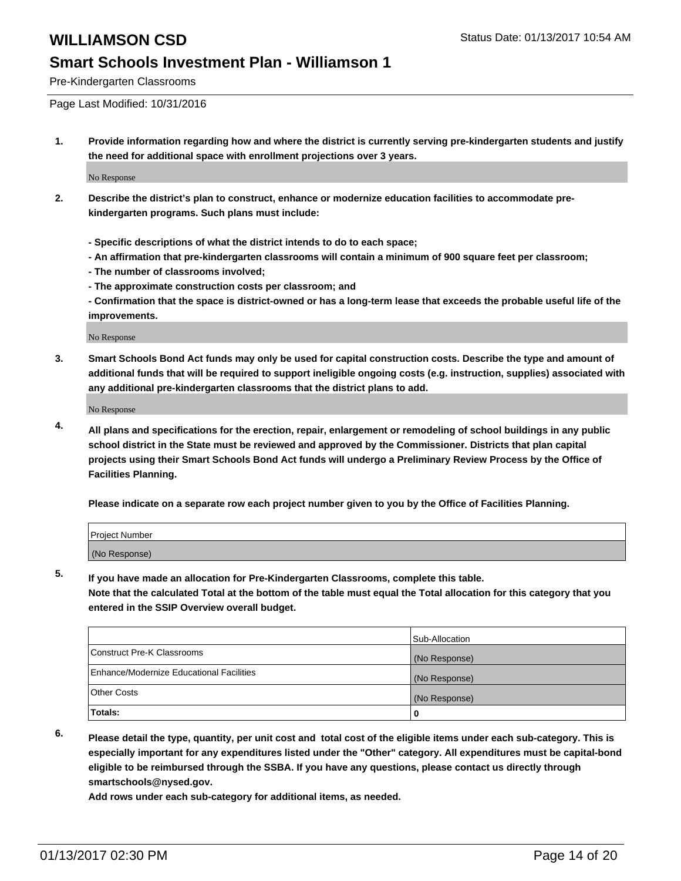# WILLIAMSON CSD

Status Date: 01/13/2017 10:54 AM

## Smart Schools Investment Plan - Williamson 1

Pre-Kindergarten Classrooms

Page Last Modified: 10/31/2016

1. **Provide information regarding how and where the district is currently serving pre-kindergarten students and justify the need for additional space with enrollment projections over 3 years.**

   No Response

2. **Describe the district's plan to construct, enhance or modernize education facilities to accommodate pre-kindergarten programs. Such plans must include:**

   **- Specific descriptions of what the district intends to do to each space;**
   **- An affirmation that pre-kindergarten classrooms will contain a minimum of 900 square feet per classroom;**
   **- The number of classrooms involved;**
   **- The approximate construction costs per classroom; and**
   **- Confirmation that the space is district-owned or has a long-term lease that exceeds the probable useful life of the improvements.**

   No Response

3. **Smart Schools Bond Act funds may only be used for capital construction costs. Describe the type and amount of additional funds that will be required to support ineligible ongoing costs (e.g. instruction, supplies) associated with any additional pre-kindergarten classrooms that the district plans to add.**

   No Response

4. **All plans and specifications for the erection, repair, enlargement or remodeling of school buildings in any public school district in the State must be reviewed and approved by the Commissioner. Districts that plan capital projects using their Smart Schools Bond Act funds will undergo a Preliminary Review Process by the Office of Facilities Planning.**

   **Please indicate on a separate row each project number given to you by the Office of Facilities Planning.**

| Project Number |
|---|
| (No Response) |

5. **If you have made an allocation for Pre-Kindergarten Classrooms, complete this table.**
   **Note that the calculated Total at the bottom of the table must equal the Total allocation for this category that you entered in the SSIP Overview overall budget.**

| | Sub-Allocation |
|---|---|
| Construct Pre-K Classrooms | (No Response) |
| Enhance/Modernize Educational Facilities | (No Response) |
| Other Costs | (No Response) |
| **Totals:** | **0** |

6. **Please detail the type, quantity, per unit cost and total cost of the eligible items under each sub-category. This is especially important for any expenditures listed under the "Other" category. All expenditures must be capital-bond eligible to be reimbursed through the SSBA. If you have any questions, please contact us directly through smartschools@nysed.gov.**
   **Add rows under each sub-category for additional items, as needed.**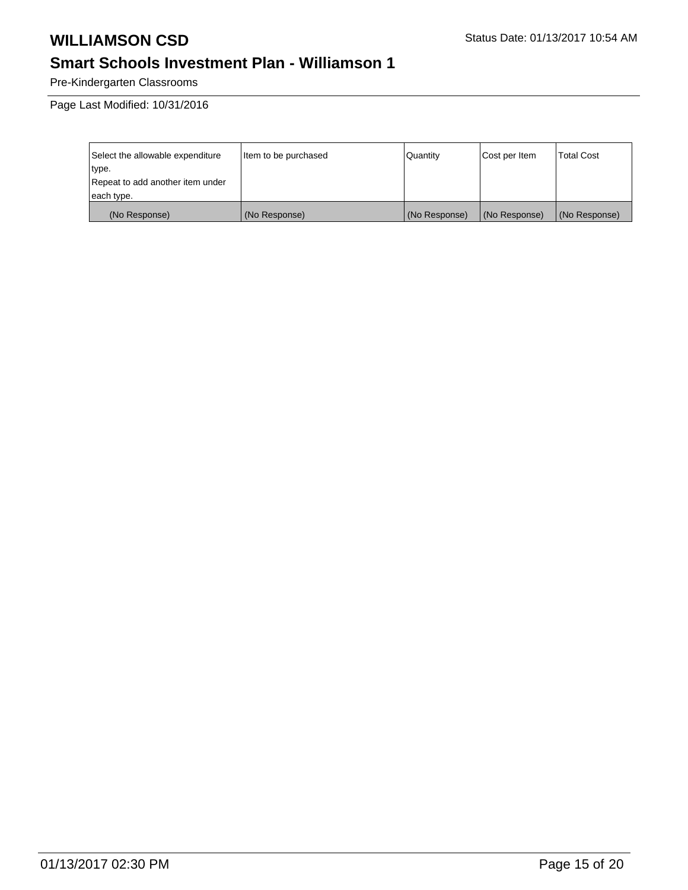# WILLIAMSON CSD

Status Date: 01/13/2017 10:54 AM

## Smart Schools Investment Plan - Williamson 1

Pre-Kindergarten Classrooms

Page Last Modified: 10/31/2016

| Select the allowable expenditure type. Repeat to add another item under each type. | Item to be purchased | Quantity | Cost per Item | Total Cost |
|---|---|---|---|---|
| (No Response) | (No Response) | (No Response) | (No Response) | (No Response) |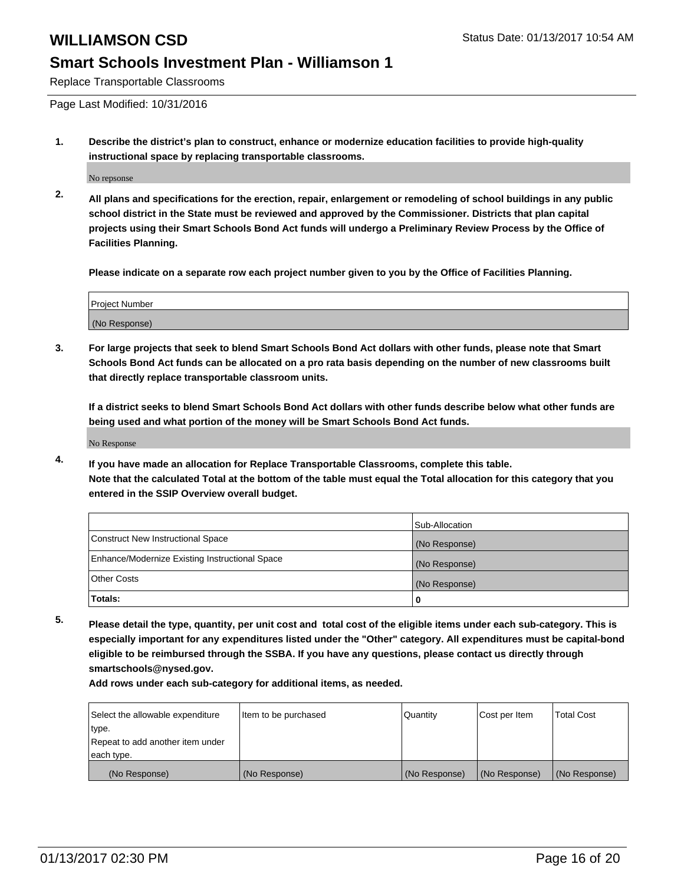# WILLIAMSON CSD

Status Date: 01/13/2017 10:54 AM

## Smart Schools Investment Plan - Williamson 1

Replace Transportable Classrooms

Page Last Modified: 10/31/2016

1. **Describe the district's plan to construct, enhance or modernize education facilities to provide high-quality instructional space by replacing transportable classrooms.**

   No repsonse

2. **All plans and specifications for the erection, repair, enlargement or remodeling of school buildings in any public school district in the State must be reviewed and approved by the Commissioner. Districts that plan capital projects using their Smart Schools Bond Act funds will undergo a Preliminary Review Process by the Office of Facilities Planning.**

   **Please indicate on a separate row each project number given to you by the Office of Facilities Planning.**

| Project Number |
| --- |
| (No Response) |

3. **For large projects that seek to blend Smart Schools Bond Act dollars with other funds, please note that Smart Schools Bond Act funds can be allocated on a pro rata basis depending on the number of new classrooms built that directly replace transportable classroom units.**

   **If a district seeks to blend Smart Schools Bond Act dollars with other funds describe below what other funds are being used and what portion of the money will be Smart Schools Bond Act funds.**

   No Response

4. **If you have made an allocation for Replace Transportable Classrooms, complete this table.**
   **Note that the calculated Total at the bottom of the table must equal the Total allocation for this category that you entered in the SSIP Overview overall budget.**

| | Sub-Allocation |
| --- | --- |
| Construct New Instructional Space | (No Response) |
| Enhance/Modernize Existing Instructional Space | (No Response) |
| Other Costs | (No Response) |
| **Totals:** | **0** |

5. **Please detail the type, quantity, per unit cost and total cost of the eligible items under each sub-category. This is especially important for any expenditures listed under the "Other" category. All expenditures must be capital-bond eligible to be reimbursed through the SSBA. If you have any questions, please contact us directly through smartschools@nysed.gov.**
   **Add rows under each sub-category for additional items, as needed.**

| Select the allowable expenditure type. Repeat to add another item under each type. | Item to be purchased | Quantity | Cost per Item | Total Cost |
| --- | --- | --- | --- | --- |
| (No Response) | (No Response) | (No Response) | (No Response) | (No Response) |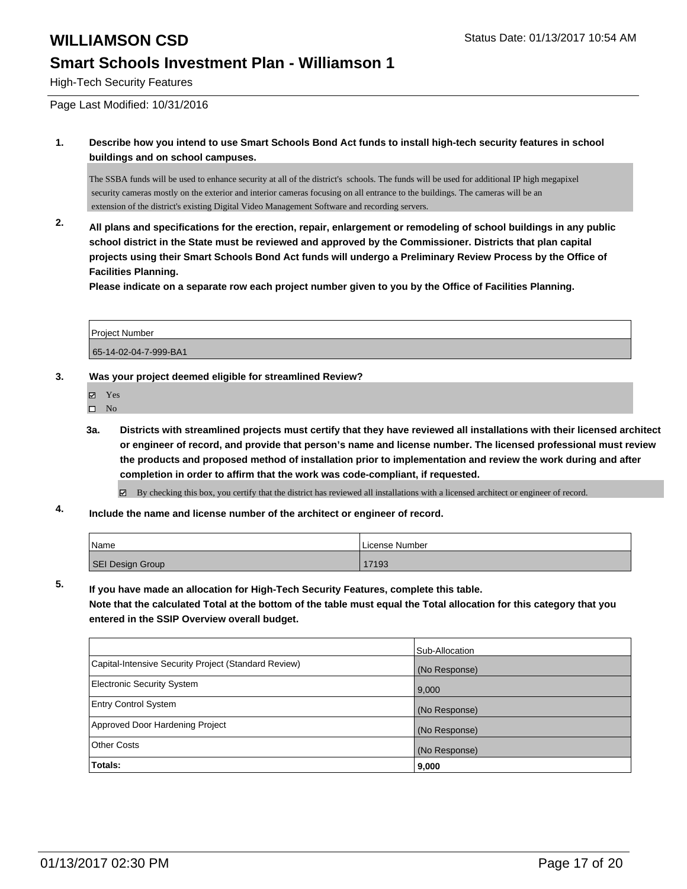# WILLIAMSON CSD

Status Date: 01/13/2017 10:54 AM

## Smart Schools Investment Plan - Williamson 1

High-Tech Security Features

Page Last Modified: 10/31/2016

**1. Describe how you intend to use Smart Schools Bond Act funds to install high-tech security features in school buildings and on school campuses.**

The SSBA funds will be used to enhance security at all of the district's schools. The funds will be used for additional IP high megapixel security cameras mostly on the exterior and interior cameras focusing on all entrance to the buildings. The cameras will be an extension of the district's existing Digital Video Management Software and recording servers.

**2. All plans and specifications for the erection, repair, enlargement or remodeling of school buildings in any public school district in the State must be reviewed and approved by the Commissioner. Districts that plan capital projects using their Smart Schools Bond Act funds will undergo a Preliminary Review Process by the Office of Facilities Planning.**

**Please indicate on a separate row each project number given to you by the Office of Facilities Planning.**

| Project Number |
| --- |
| 65-14-02-04-7-999-BA1 |

**3. Was your project deemed eligible for streamlined Review?**

- ☑ Yes
- ☐ No

**3a. Districts with streamlined projects must certify that they have reviewed all installations with their licensed architect or engineer of record, and provide that person's name and license number. The licensed professional must review the products and proposed method of installation prior to implementation and review the work during and after completion in order to affirm that the work was code-compliant, if requested.**

☑ By checking this box, you certify that the district has reviewed all installations with a licensed architect or engineer of record.

**4. Include the name and license number of the architect or engineer of record.**

| Name | License Number |
| --- | --- |
| SEI Design Group | 17193 |

**5. If you have made an allocation for High-Tech Security Features, complete this table.**
**Note that the calculated Total at the bottom of the table must equal the Total allocation for this category that you entered in the SSIP Overview overall budget.**

| | Sub-Allocation |
| --- | --- |
| Capital-Intensive Security Project (Standard Review) | (No Response) |
| Electronic Security System | 9,000 |
| Entry Control System | (No Response) |
| Approved Door Hardening Project | (No Response) |
| Other Costs | (No Response) |
| **Totals:** | **9,000** |

01/13/2017 02:30 PM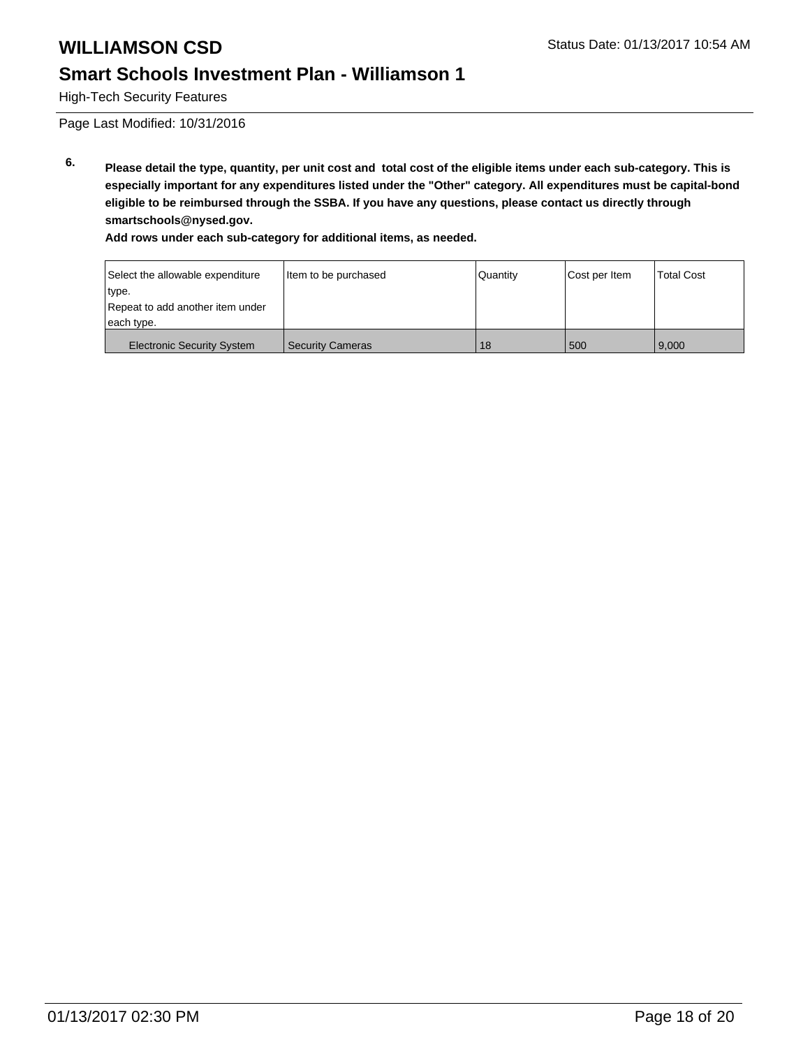# WILLIAMSON CSD

Status Date: 01/13/2017 10:54 AM

## Smart Schools Investment Plan - Williamson 1

High-Tech Security Features

Page Last Modified: 10/31/2016

**6. Please detail the type, quantity, per unit cost and total cost of the eligible items under each sub-category. This is especially important for any expenditures listed under the "Other" category. All expenditures must be capital-bond eligible to be reimbursed through the SSBA. If you have any questions, please contact us directly through smartschools@nysed.gov.**

**Add rows under each sub-category for additional items, as needed.**

| Select the allowable expenditure type. Repeat to add another item under each type. | Item to be purchased | Quantity | Cost per Item | Total Cost |
|---|---|---|---|---|
| Electronic Security System | Security Cameras | 18 | 500 | 9,000 |